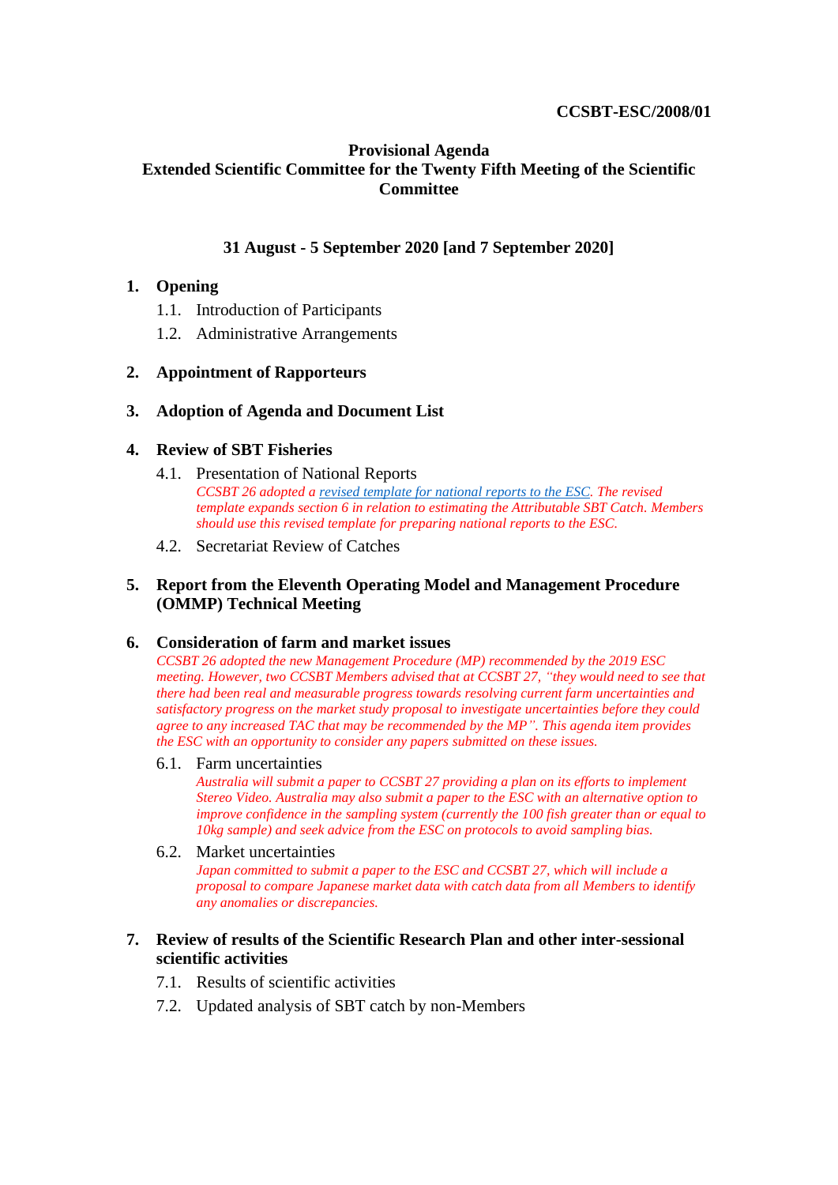**CCSBT-ESC/2008/01**

# Provisional Agenda
# Extended Scientific Committee for the Twenty Fifth Meeting of the Scientific Committee

**31 August - 5 September 2020 [and 7 September 2020]**

1. **Opening**
   1.1. Introduction of Participants
   1.2. Administrative Arrangements

2. **Appointment of Rapporteurs**

3. **Adoption of Agenda and Document List**

4. **Review of SBT Fisheries**
   4.1. Presentation of National Reports
   *CCSBT 26 adopted a revised template for national reports to the ESC. The revised template expands section 6 in relation to estimating the Attributable SBT Catch. Members should use this revised template for preparing national reports to the ESC.*
   4.2. Secretariat Review of Catches

5. **Report from the Eleventh Operating Model and Management Procedure (OMMP) Technical Meeting**

6. **Consideration of farm and market issues**
   *CCSBT 26 adopted the new Management Procedure (MP) recommended by the 2019 ESC meeting. However, two CCSBT Members advised that at CCSBT 27, "they would need to see that there had been real and measurable progress towards resolving current farm uncertainties and satisfactory progress on the market study proposal to investigate uncertainties before they could agree to any increased TAC that may be recommended by the MP". This agenda item provides the ESC with an opportunity to consider any papers submitted on these issues.*
   6.1. Farm uncertainties
   *Australia will submit a paper to CCSBT 27 providing a plan on its efforts to implement Stereo Video. Australia may also submit a paper to the ESC with an alternative option to improve confidence in the sampling system (currently the 100 fish greater than or equal to 10kg sample) and seek advice from the ESC on protocols to avoid sampling bias.*
   6.2. Market uncertainties
   *Japan committed to submit a paper to the ESC and CCSBT 27, which will include a proposal to compare Japanese market data with catch data from all Members to identify any anomalies or discrepancies.*

7. **Review of results of the Scientific Research Plan and other inter-sessional scientific activities**
   7.1. Results of scientific activities
   7.2. Updated analysis of SBT catch by non-Members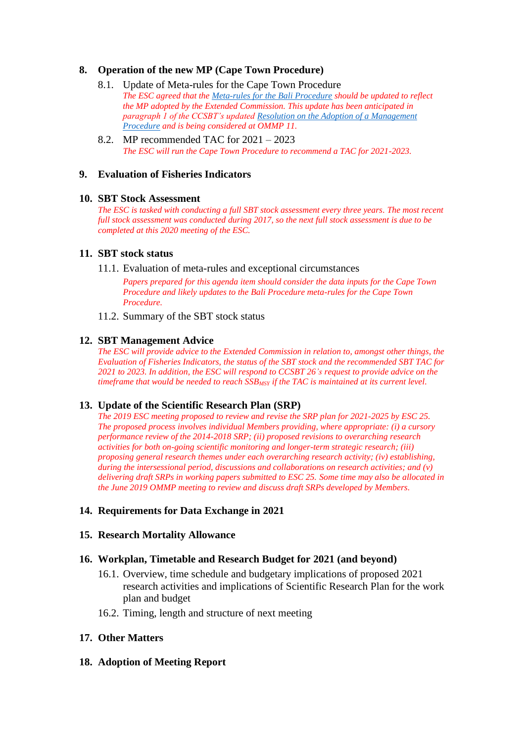## 8. Operation of the new MP (Cape Town Procedure)

### 8.1. Update of Meta-rules for the Cape Town Procedure

*The ESC agreed that the Meta-rules for the Bali Procedure should be updated to reflect the MP adopted by the Extended Commission. This update has been anticipated in paragraph 1 of the CCSBT's updated Resolution on the Adoption of a Management Procedure and is being considered at OMMP 11.*

### 8.2. MP recommended TAC for 2021 – 2023

*The ESC will run the Cape Town Procedure to recommend a TAC for 2021-2023.*

## 9. Evaluation of Fisheries Indicators

## 10. SBT Stock Assessment

*The ESC is tasked with conducting a full SBT stock assessment every three years. The most recent full stock assessment was conducted during 2017, so the next full stock assessment is due to be completed at this 2020 meeting of the ESC.*

## 11. SBT stock status

### 11.1. Evaluation of meta-rules and exceptional circumstances

*Papers prepared for this agenda item should consider the data inputs for the Cape Town Procedure and likely updates to the Bali Procedure meta-rules for the Cape Town Procedure.*

### 11.2. Summary of the SBT stock status

## 12. SBT Management Advice

*The ESC will provide advice to the Extended Commission in relation to, amongst other things, the Evaluation of Fisheries Indicators, the status of the SBT stock and the recommended SBT TAC for 2021 to 2023. In addition, the ESC will respond to CCSBT 26's request to provide advice on the timeframe that would be needed to reach $SSB_{MSY}$ if the TAC is maintained at its current level.*

## 13. Update of the Scientific Research Plan (SRP)

*The 2019 ESC meeting proposed to review and revise the SRP plan for 2021-2025 by ESC 25. The proposed process involves individual Members providing, where appropriate: (i) a cursory performance review of the 2014-2018 SRP; (ii) proposed revisions to overarching research activities for both on-going scientific monitoring and longer-term strategic research; (iii) proposing general research themes under each overarching research activity; (iv) establishing, during the intersessional period, discussions and collaborations on research activities; and (v) delivering draft SRPs in working papers submitted to ESC 25. Some time may also be allocated in the June 2019 OMMP meeting to review and discuss draft SRPs developed by Members.*

## 14. Requirements for Data Exchange in 2021

## 15. Research Mortality Allowance

## 16. Workplan, Timetable and Research Budget for 2021 (and beyond)

### 16.1. Overview, time schedule and budgetary implications of proposed 2021 research activities and implications of Scientific Research Plan for the work plan and budget

### 16.2. Timing, length and structure of next meeting

## 17. Other Matters

## 18. Adoption of Meeting Report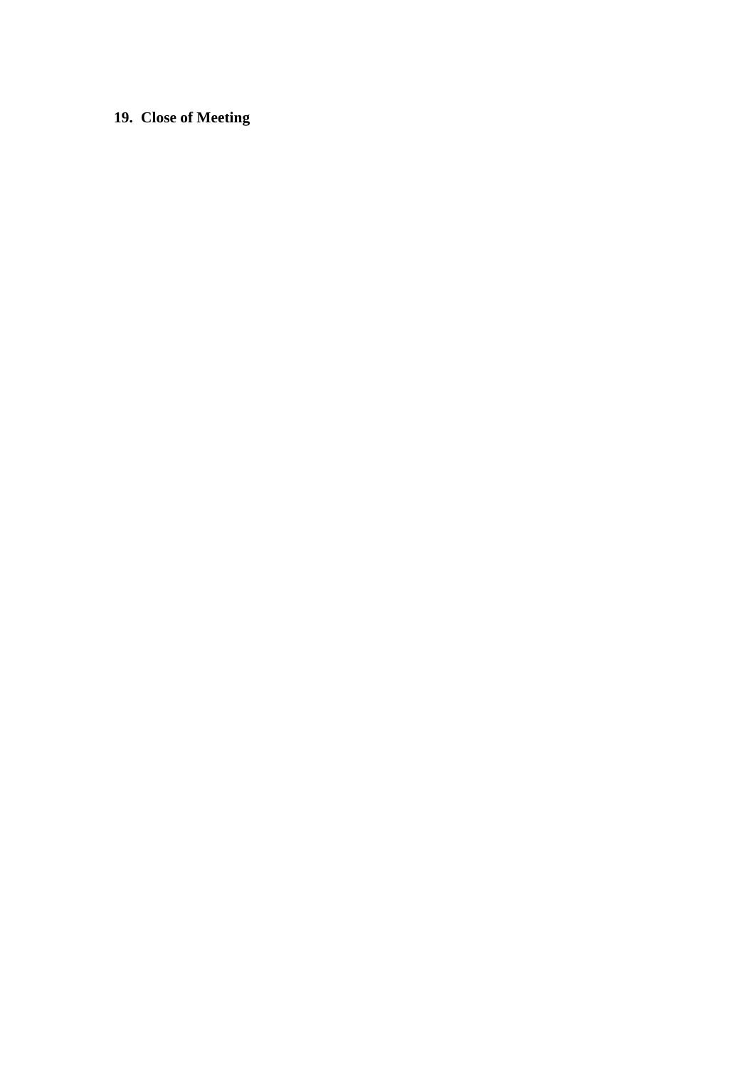**19. Close of Meeting**